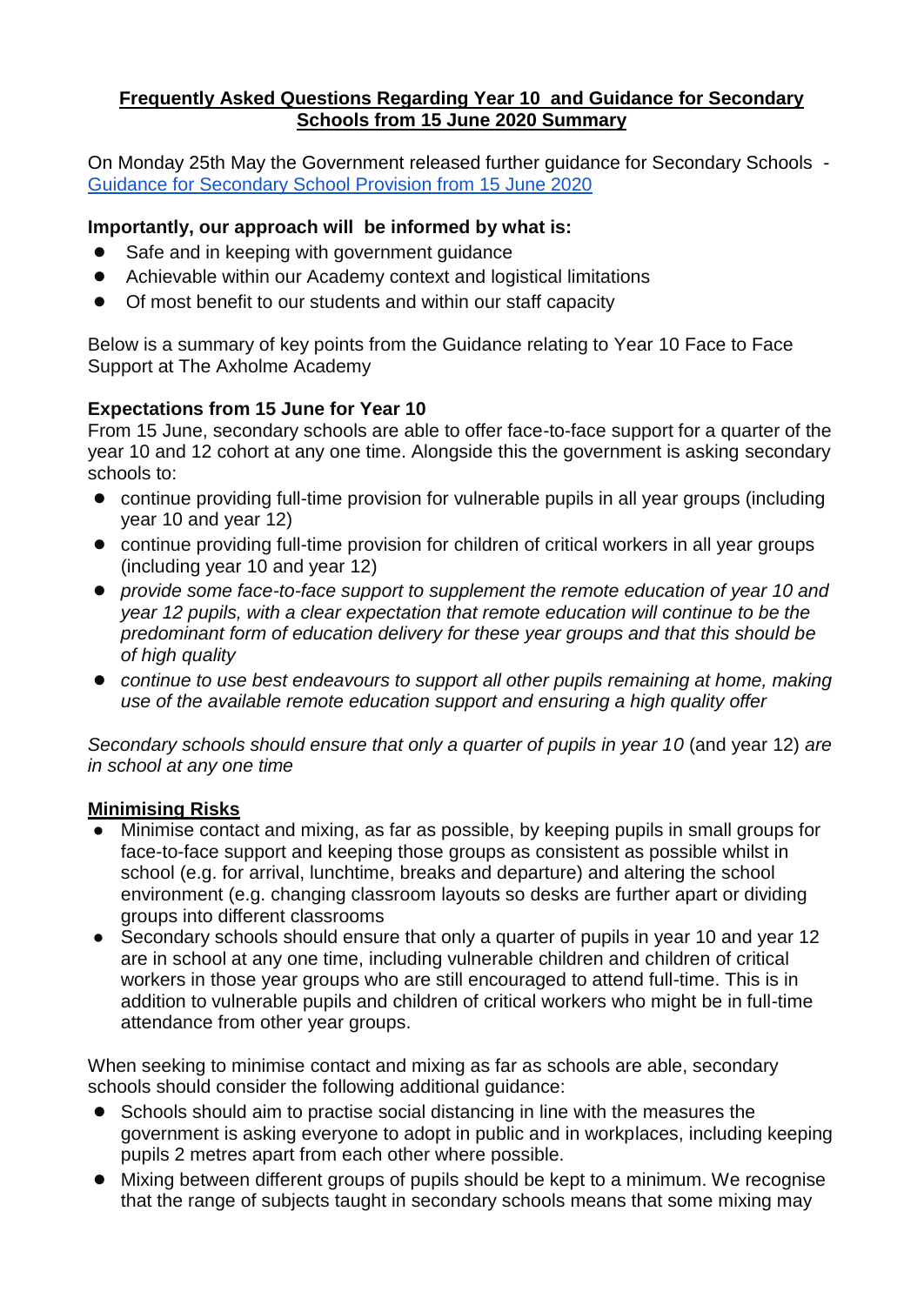# Frequently Asked Questions Regarding Year 10 and Guidance for Secondary Schools from 15 June 2020 Summary

On Monday 25th May the Government released further guidance for Secondary Schools - [Guidance for Secondary School Provision from 15 June 2020]

**Importantly, our approach will be informed by what is:**

- Safe and in keeping with government guidance
- Achievable within our Academy context and logistical limitations
- Of most benefit to our students and within our staff capacity

Below is a summary of key points from the Guidance relating to Year 10 Face to Face Support at The Axholme Academy

**Expectations from 15 June for Year 10**

From 15 June, secondary schools are able to offer face-to-face support for a quarter of the year 10 and 12 cohort at any one time. Alongside this the government is asking secondary schools to:

- continue providing full-time provision for vulnerable pupils in all year groups (including year 10 and year 12)
- continue providing full-time provision for children of critical workers in all year groups (including year 10 and year 12)
- *provide some face-to-face support to supplement the remote education of year 10 and year 12 pupils, with a clear expectation that remote education will continue to be the predominant form of education delivery for these year groups and that this should be of high quality*
- *continue to use best endeavours to support all other pupils remaining at home, making use of the available remote education support and ensuring a high quality offer*

*Secondary schools should ensure that only a quarter of pupils in year 10* (and year 12) *are in school at any one time*

## Minimising Risks

- Minimise contact and mixing, as far as possible, by keeping pupils in small groups for face-to-face support and keeping those groups as consistent as possible whilst in school (e.g. for arrival, lunchtime, breaks and departure) and altering the school environment (e.g. changing classroom layouts so desks are further apart or dividing groups into different classrooms
- Secondary schools should ensure that only a quarter of pupils in year 10 and year 12 are in school at any one time, including vulnerable children and children of critical workers in those year groups who are still encouraged to attend full-time. This is in addition to vulnerable pupils and children of critical workers who might be in full-time attendance from other year groups.

When seeking to minimise contact and mixing as far as schools are able, secondary schools should consider the following additional guidance:

- Schools should aim to practise social distancing in line with the measures the government is asking everyone to adopt in public and in workplaces, including keeping pupils 2 metres apart from each other where possible.
- Mixing between different groups of pupils should be kept to a minimum. We recognise that the range of subjects taught in secondary schools means that some mixing may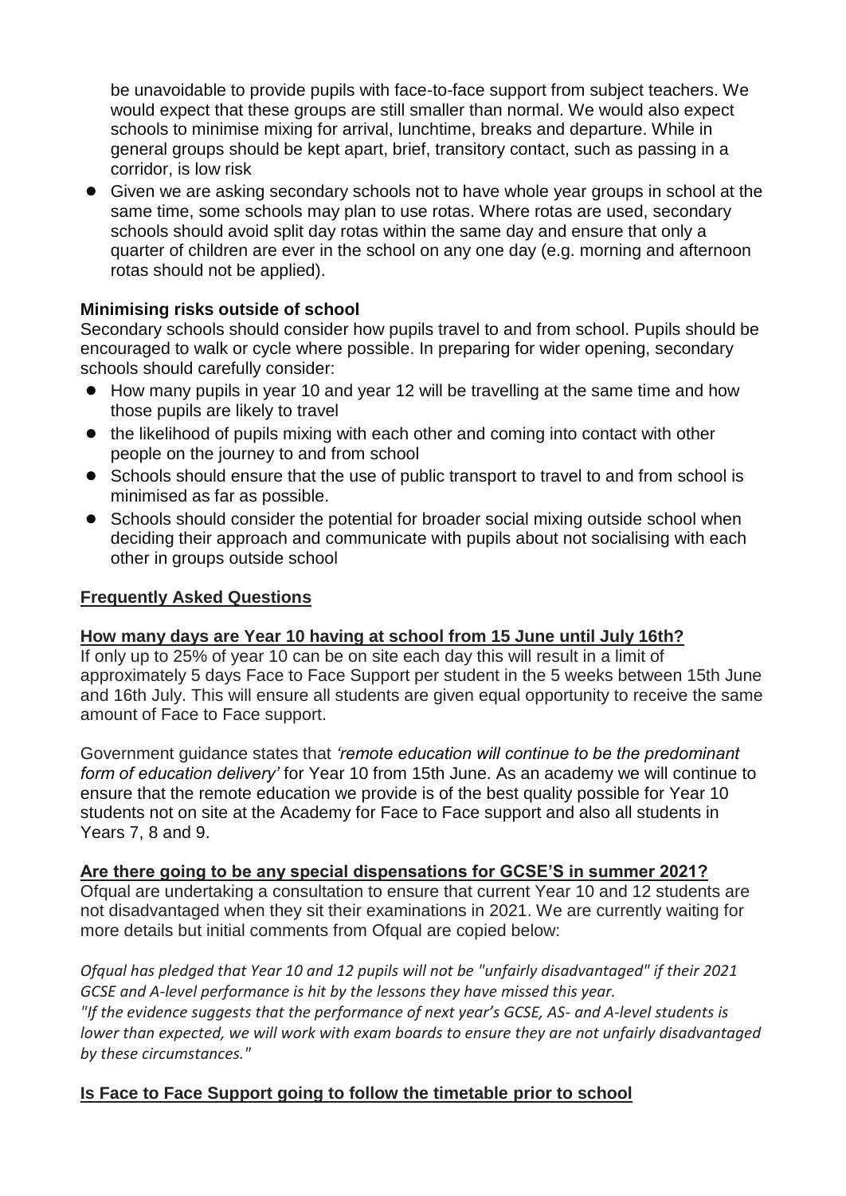be unavoidable to provide pupils with face-to-face support from subject teachers. We would expect that these groups are still smaller than normal. We would also expect schools to minimise mixing for arrival, lunchtime, breaks and departure. While in general groups should be kept apart, brief, transitory contact, such as passing in a corridor, is low risk

- Given we are asking secondary schools not to have whole year groups in school at the same time, some schools may plan to use rotas. Where rotas are used, secondary schools should avoid split day rotas within the same day and ensure that only a quarter of children are ever in the school on any one day (e.g. morning and afternoon rotas should not be applied).

**Minimising risks outside of school**

Secondary schools should consider how pupils travel to and from school. Pupils should be encouraged to walk or cycle where possible. In preparing for wider opening, secondary schools should carefully consider:

- How many pupils in year 10 and year 12 will be travelling at the same time and how those pupils are likely to travel
- the likelihood of pupils mixing with each other and coming into contact with other people on the journey to and from school
- Schools should ensure that the use of public transport to travel to and from school is minimised as far as possible.
- Schools should consider the potential for broader social mixing outside school when deciding their approach and communicate with pupils about not socialising with each other in groups outside school

## Frequently Asked Questions

**How many days are Year 10 having at school from 15 June until July 16th?**

If only up to 25% of year 10 can be on site each day this will result in a limit of approximately 5 days Face to Face Support per student in the 5 weeks between 15th June and 16th July. This will ensure all students are given equal opportunity to receive the same amount of Face to Face support.

Government guidance states that *'remote education will continue to be the predominant form of education delivery'* for Year 10 from 15th June. As an academy we will continue to ensure that the remote education we provide is of the best quality possible for Year 10 students not on site at the Academy for Face to Face support and also all students in Years 7, 8 and 9.

**Are there going to be any special dispensations for GCSE'S in summer 2021?**

Ofqual are undertaking a consultation to ensure that current Year 10 and 12 students are not disadvantaged when they sit their examinations in 2021. We are currently waiting for more details but initial comments from Ofqual are copied below:

*Ofqual has pledged that Year 10 and 12 pupils will not be "unfairly disadvantaged" if their 2021 GCSE and A-level performance is hit by the lessons they have missed this year.*
*"If the evidence suggests that the performance of next year's GCSE, AS- and A-level students is lower than expected, we will work with exam boards to ensure they are not unfairly disadvantaged by these circumstances."*

**Is Face to Face Support going to follow the timetable prior to school**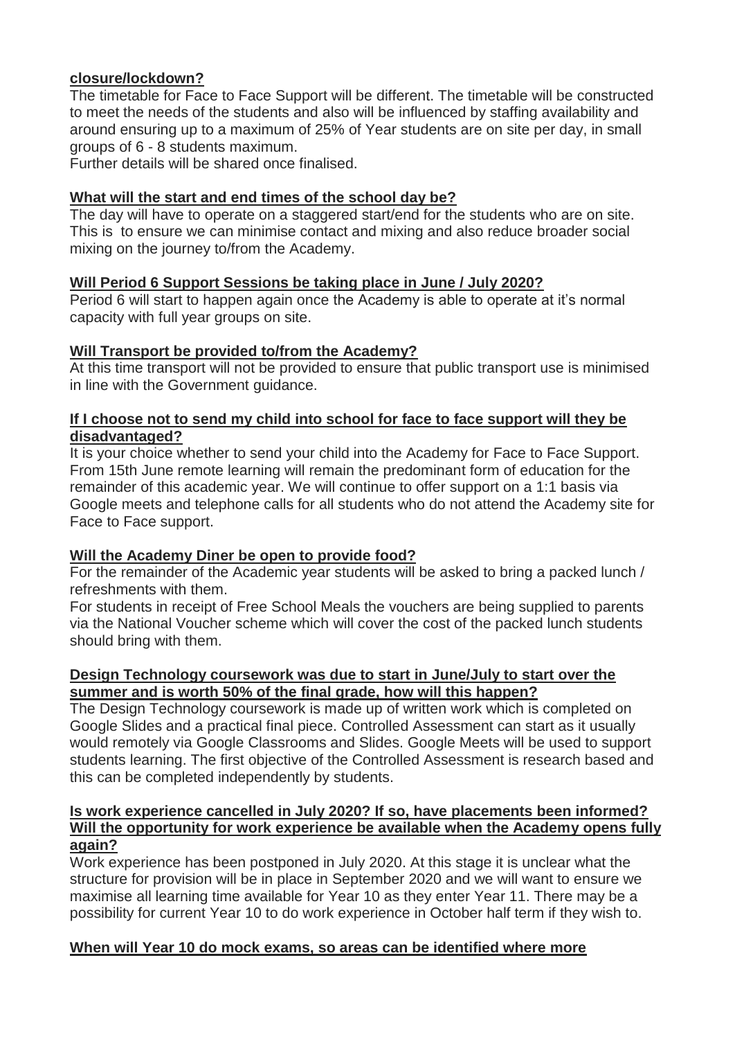**closure/lockdown?**

The timetable for Face to Face Support will be different. The timetable will be constructed to meet the needs of the students and also will be influenced by staffing availability and around ensuring up to a maximum of 25% of Year students are on site per day, in small groups of 6 - 8 students maximum.

Further details will be shared once finalised.

**What will the start and end times of the school day be?**

The day will have to operate on a staggered start/end for the students who are on site. This is to ensure we can minimise contact and mixing and also reduce broader social mixing on the journey to/from the Academy.

**Will Period 6 Support Sessions be taking place in June / July 2020?**

Period 6 will start to happen again once the Academy is able to operate at it's normal capacity with full year groups on site.

**Will Transport be provided to/from the Academy?**

At this time transport will not be provided to ensure that public transport use is minimised in line with the Government guidance.

**If I choose not to send my child into school for face to face support will they be disadvantaged?**

It is your choice whether to send your child into the Academy for Face to Face Support. From 15th June remote learning will remain the predominant form of education for the remainder of this academic year. We will continue to offer support on a 1:1 basis via Google meets and telephone calls for all students who do not attend the Academy site for Face to Face support.

**Will the Academy Diner be open to provide food?**

For the remainder of the Academic year students will be asked to bring a packed lunch / refreshments with them.

For students in receipt of Free School Meals the vouchers are being supplied to parents via the National Voucher scheme which will cover the cost of the packed lunch students should bring with them.

**Design Technology coursework was due to start in June/July to start over the summer and is worth 50% of the final grade, how will this happen?**

The Design Technology coursework is made up of written work which is completed on Google Slides and a practical final piece. Controlled Assessment can start as it usually would remotely via Google Classrooms and Slides. Google Meets will be used to support students learning. The first objective of the Controlled Assessment is research based and this can be completed independently by students.

**Is work experience cancelled in July 2020? If so, have placements been informed? Will the opportunity for work experience be available when the Academy opens fully again?**

Work experience has been postponed in July 2020. At this stage it is unclear what the structure for provision will be in place in September 2020 and we will want to ensure we maximise all learning time available for Year 10 as they enter Year 11. There may be a possibility for current Year 10 to do work experience in October half term if they wish to.

**When will Year 10 do mock exams, so areas can be identified where more**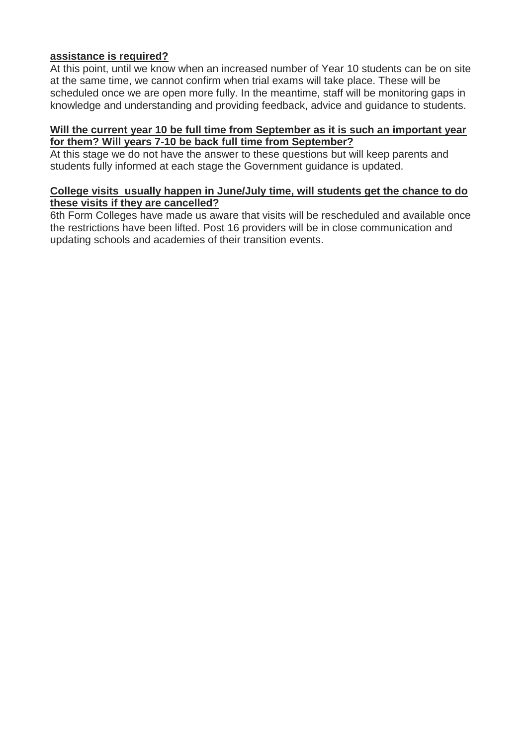**assistance is required?**

At this point, until we know when an increased number of Year 10 students can be on site at the same time, we cannot confirm when trial exams will take place. These will be scheduled once we are open more fully. In the meantime, staff will be monitoring gaps in knowledge and understanding and providing feedback, advice and guidance to students.

**Will the current year 10 be full time from September as it is such an important year for them? Will years 7-10 be back full time from September?**

At this stage we do not have the answer to these questions but will keep parents and students fully informed at each stage the Government guidance is updated.

**College visits usually happen in June/July time, will students get the chance to do these visits if they are cancelled?**

6th Form Colleges have made us aware that visits will be rescheduled and available once the restrictions have been lifted. Post 16 providers will be in close communication and updating schools and academies of their transition events.